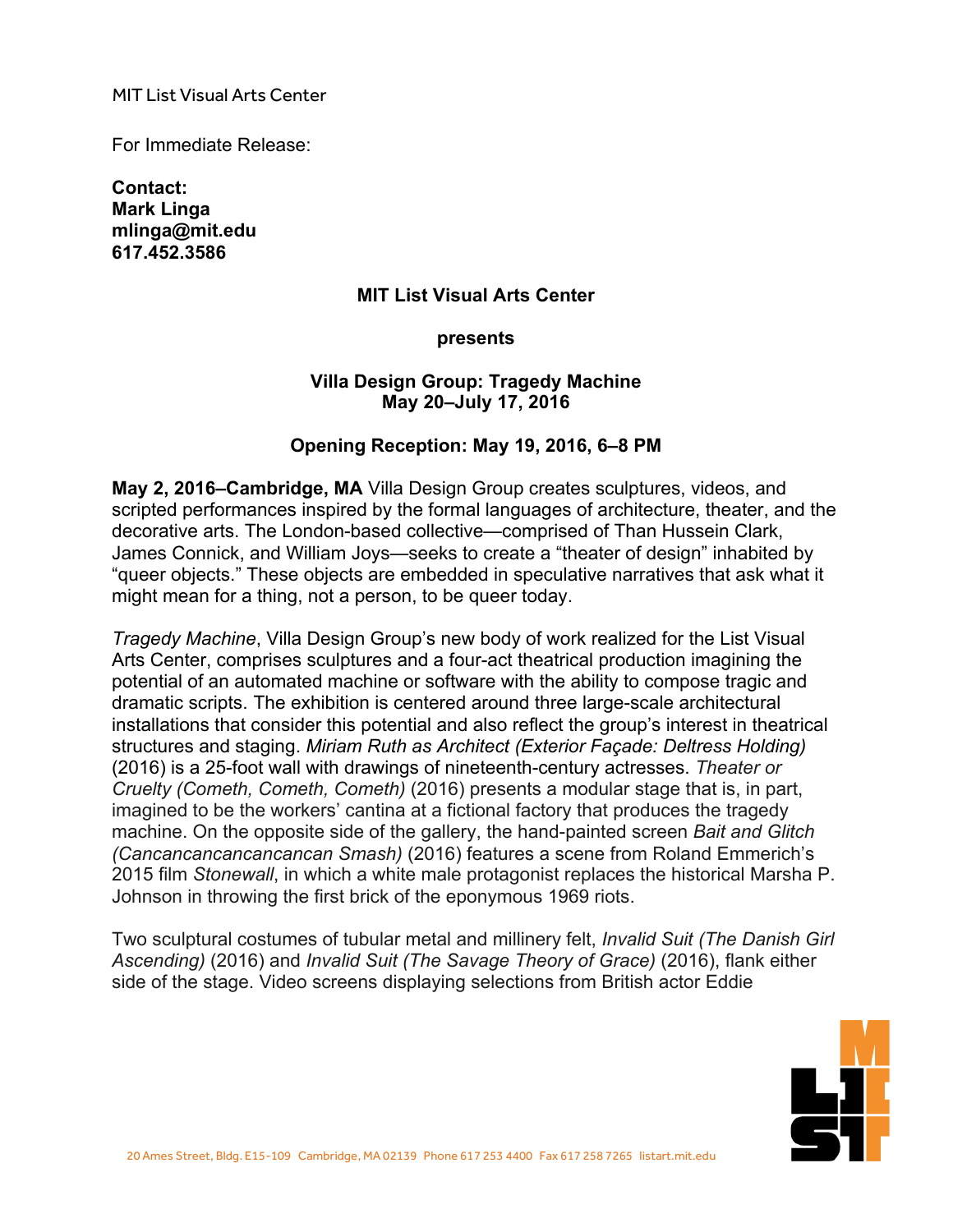MIT List Visual Arts Center

For Immediate Release:

**Contact:**
**Mark Linga**
**mlinga@mit.edu**
**617.452.3586**

**MIT List Visual Arts Center**

**presents**

**Villa Design Group: Tragedy Machine**
**May 20–July 17, 2016**

**Opening Reception: May 19, 2016, 6–8 PM**

**May 2, 2016–Cambridge, MA** Villa Design Group creates sculptures, videos, and scripted performances inspired by the formal languages of architecture, theater, and the decorative arts. The London-based collective—comprised of Than Hussein Clark, James Connick, and William Joys—seeks to create a "theater of design" inhabited by "queer objects." These objects are embedded in speculative narratives that ask what it might mean for a thing, not a person, to be queer today.

*Tragedy Machine*, Villa Design Group's new body of work realized for the List Visual Arts Center, comprises sculptures and a four-act theatrical production imagining the potential of an automated machine or software with the ability to compose tragic and dramatic scripts. The exhibition is centered around three large-scale architectural installations that consider this potential and also reflect the group's interest in theatrical structures and staging. *Miriam Ruth as Architect (Exterior Façade: Deltress Holding)* (2016) is a 25-foot wall with drawings of nineteenth-century actresses. *Theater or Cruelty (Cometh, Cometh, Cometh)* (2016) presents a modular stage that is, in part, imagined to be the workers' cantina at a fictional factory that produces the tragedy machine. On the opposite side of the gallery, the hand-painted screen *Bait and Glitch (Cancancancancancancan Smash)* (2016) features a scene from Roland Emmerich's 2015 film *Stonewall*, in which a white male protagonist replaces the historical Marsha P. Johnson in throwing the first brick of the eponymous 1969 riots.

Two sculptural costumes of tubular metal and millinery felt, *Invalid Suit (The Danish Girl Ascending)* (2016) and *Invalid Suit (The Savage Theory of Grace)* (2016), flank either side of the stage. Video screens displaying selections from British actor Eddie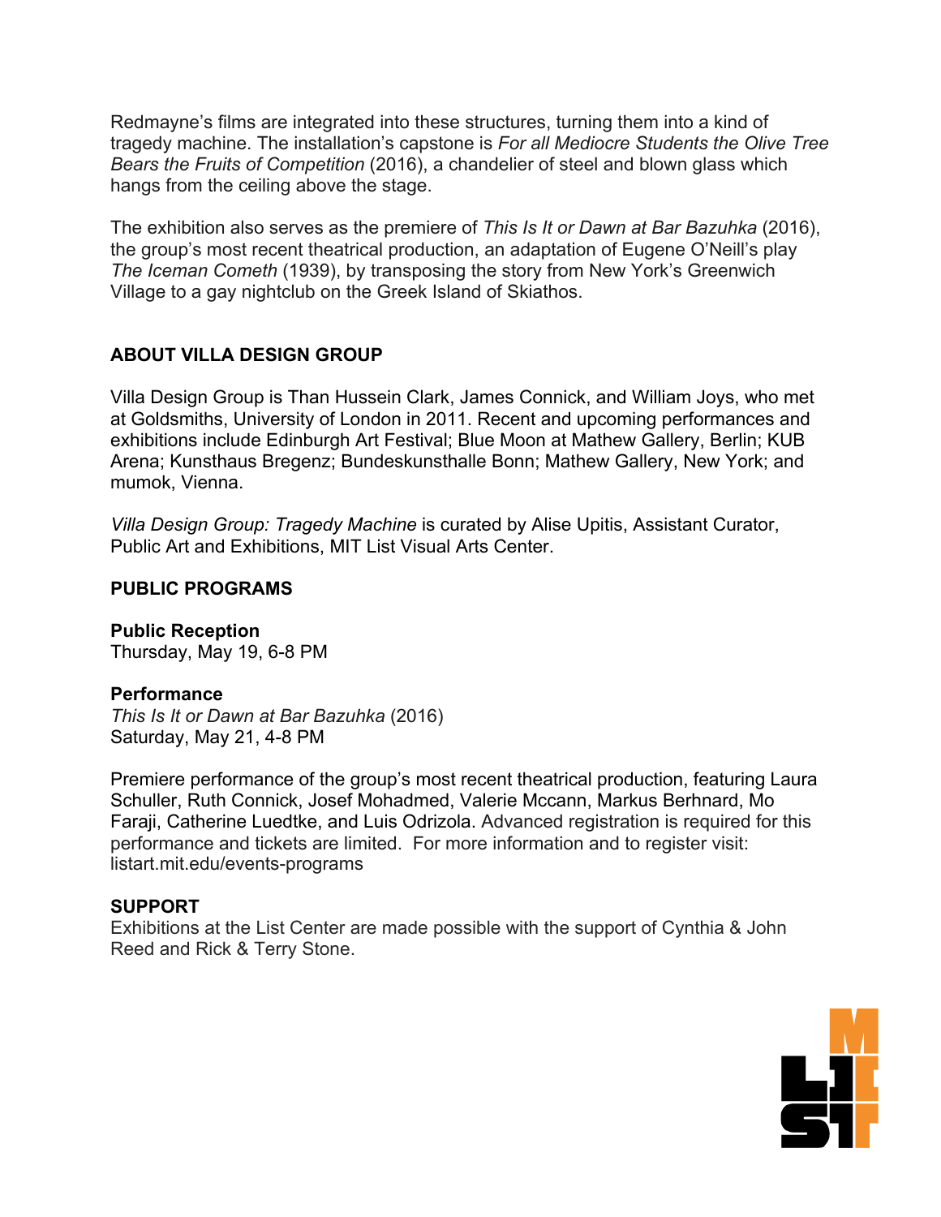Redmayne's films are integrated into these structures, turning them into a kind of tragedy machine. The installation's capstone is *For all Mediocre Students the Olive Tree Bears the Fruits of Competition* (2016), a chandelier of steel and blown glass which hangs from the ceiling above the stage.

The exhibition also serves as the premiere of *This Is It or Dawn at Bar Bazuhka* (2016), the group's most recent theatrical production, an adaptation of Eugene O'Neill's play *The Iceman Cometh* (1939), by transposing the story from New York's Greenwich Village to a gay nightclub on the Greek Island of Skiathos.

## ABOUT VILLA DESIGN GROUP

Villa Design Group is Than Hussein Clark, James Connick, and William Joys, who met at Goldsmiths, University of London in 2011. Recent and upcoming performances and exhibitions include Edinburgh Art Festival; Blue Moon at Mathew Gallery, Berlin; KUB Arena; Kunsthaus Bregenz; Bundeskunsthalle Bonn; Mathew Gallery, New York; and mumok, Vienna.

*Villa Design Group: Tragedy Machine* is curated by Alise Upitis, Assistant Curator, Public Art and Exhibitions, MIT List Visual Arts Center.

## PUBLIC PROGRAMS

**Public Reception**
Thursday, May 19, 6-8 PM

**Performance**
*This Is It or Dawn at Bar Bazuhka* (2016)
Saturday, May 21, 4-8 PM

Premiere performance of the group's most recent theatrical production, featuring Laura Schuller, Ruth Connick, Josef Mohadmed, Valerie Mccann, Markus Berhnard, Mo Faraji, Catherine Luedtke, and Luis Odrizola. Advanced registration is required for this performance and tickets are limited. For more information and to register visit: listart.mit.edu/events-programs

## SUPPORT

Exhibitions at the List Center are made possible with the support of Cynthia & John Reed and Rick & Terry Stone.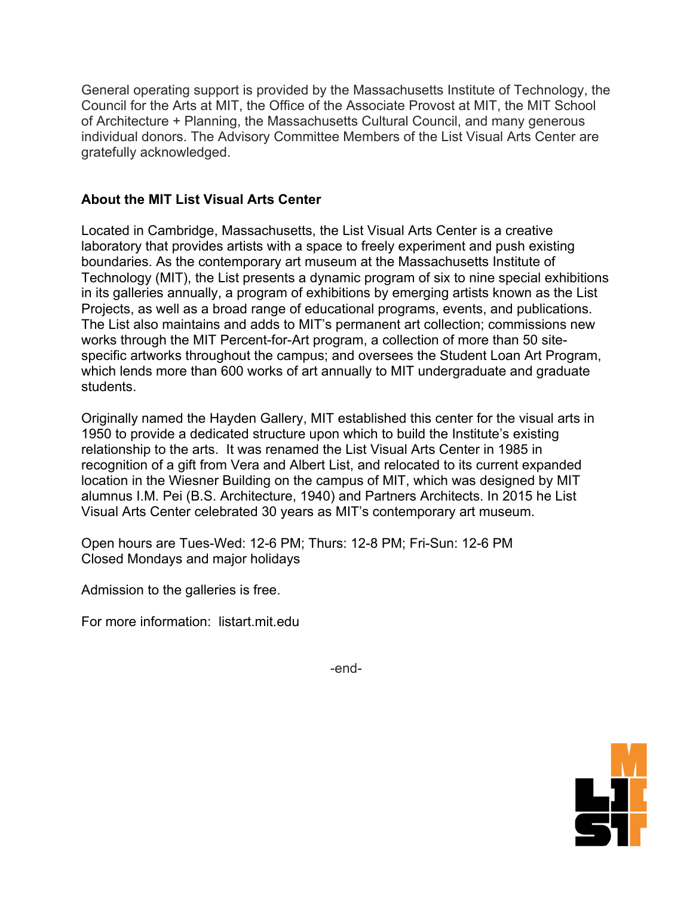General operating support is provided by the Massachusetts Institute of Technology, the Council for the Arts at MIT, the Office of the Associate Provost at MIT, the MIT School of Architecture + Planning, the Massachusetts Cultural Council, and many generous individual donors. The Advisory Committee Members of the List Visual Arts Center are gratefully acknowledged.

**About the MIT List Visual Arts Center**

Located in Cambridge, Massachusetts, the List Visual Arts Center is a creative laboratory that provides artists with a space to freely experiment and push existing boundaries. As the contemporary art museum at the Massachusetts Institute of Technology (MIT), the List presents a dynamic program of six to nine special exhibitions in its galleries annually, a program of exhibitions by emerging artists known as the List Projects, as well as a broad range of educational programs, events, and publications. The List also maintains and adds to MIT's permanent art collection; commissions new works through the MIT Percent-for-Art program, a collection of more than 50 site-specific artworks throughout the campus; and oversees the Student Loan Art Program, which lends more than 600 works of art annually to MIT undergraduate and graduate students.

Originally named the Hayden Gallery, MIT established this center for the visual arts in 1950 to provide a dedicated structure upon which to build the Institute's existing relationship to the arts. It was renamed the List Visual Arts Center in 1985 in recognition of a gift from Vera and Albert List, and relocated to its current expanded location in the Wiesner Building on the campus of MIT, which was designed by MIT alumnus I.M. Pei (B.S. Architecture, 1940) and Partners Architects. In 2015 he List Visual Arts Center celebrated 30 years as MIT's contemporary art museum.

Open hours are Tues-Wed: 12-6 PM; Thurs: 12-8 PM; Fri-Sun: 12-6 PM
Closed Mondays and major holidays

Admission to the galleries is free.

For more information: listart.mit.edu

-end-